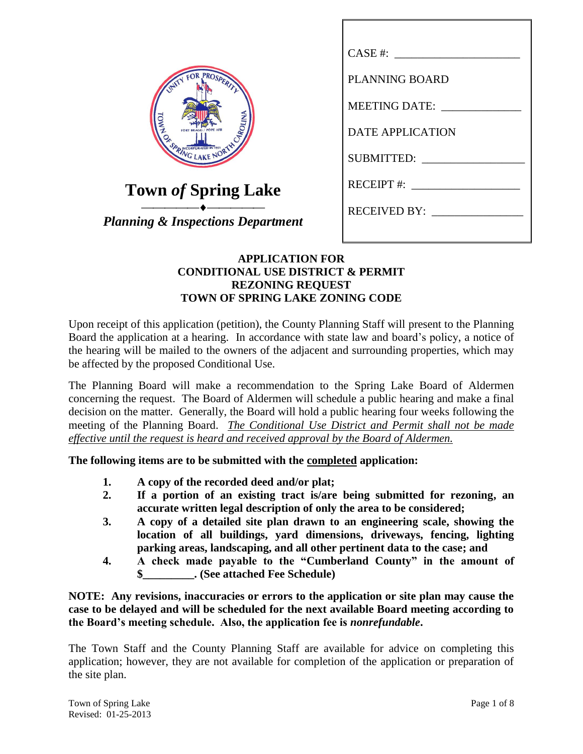**Town *of* Spring Lake**

***Planning & Inspections Department***

CASE #: ____________________

PLANNING BOARD

MEETING DATE: ____________

DATE APPLICATION

SUBMITTED: ________________

RECEIPT #: ________________

RECEIVED BY: ______________

## APPLICATION FOR CONDITIONAL USE DISTRICT & PERMIT REZONING REQUEST TOWN OF SPRING LAKE ZONING CODE

Upon receipt of this application (petition), the County Planning Staff will present to the Planning Board the application at a hearing. In accordance with state law and board's policy, a notice of the hearing will be mailed to the owners of the adjacent and surrounding properties, which may be affected by the proposed Conditional Use.

The Planning Board will make a recommendation to the Spring Lake Board of Aldermen concerning the request. The Board of Aldermen will schedule a public hearing and make a final decision on the matter. Generally, the Board will hold a public hearing four weeks following the meeting of the Planning Board. *The Conditional Use District and Permit shall not be made effective until the request is heard and received approval by the Board of Aldermen.*

**The following items are to be submitted with the completed application:**

1. **A copy of the recorded deed and/or plat;**
2. **If a portion of an existing tract is/are being submitted for rezoning, an accurate written legal description of only the area to be considered;**
3. **A copy of a detailed site plan drawn to an engineering scale, showing the location of all buildings, yard dimensions, driveways, fencing, lighting parking areas, landscaping, and all other pertinent data to the case; and**
4. **A check made payable to the "Cumberland County" in the amount of $_________. (See attached Fee Schedule)**

**NOTE: Any revisions, inaccuracies or errors to the application or site plan may cause the case to be delayed and will be scheduled for the next available Board meeting according to the Board's meeting schedule. Also, the application fee is *nonrefundable*.**

The Town Staff and the County Planning Staff are available for advice on completing this application; however, they are not available for completion of the application or preparation of the site plan.

Town of Spring Lake
Revised: 01-25-2013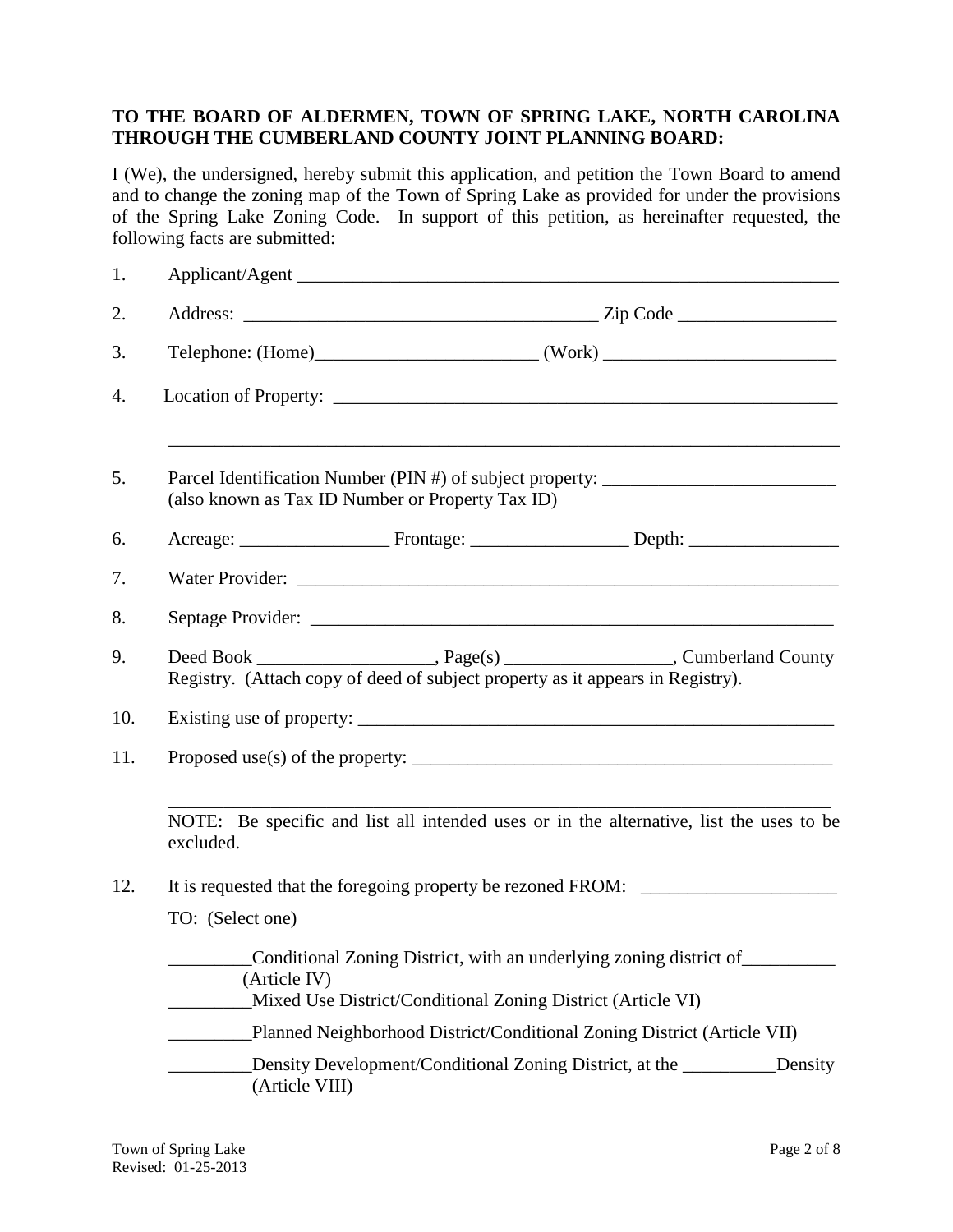**TO THE BOARD OF ALDERMEN, TOWN OF SPRING LAKE, NORTH CAROLINA THROUGH THE CUMBERLAND COUNTY JOINT PLANNING BOARD:**

I (We), the undersigned, hereby submit this application, and petition the Town Board to amend and to change the zoning map of the Town of Spring Lake as provided for under the provisions of the Spring Lake Zoning Code. In support of this petition, as hereinafter requested, the following facts are submitted:

1. Applicant/Agent \_\_\_\_\_\_\_\_\_\_\_\_\_\_\_\_\_\_\_\_\_\_\_\_\_\_\_\_\_\_\_\_\_\_\_\_\_\_\_\_\_\_\_\_\_\_\_\_\_\_\_\_\_\_\_\_\_\_\_\_

2. Address: \_\_\_\_\_\_\_\_\_\_\_\_\_\_\_\_\_\_\_\_\_\_\_\_\_\_\_\_\_\_\_\_\_\_\_\_\_\_\_ Zip Code \_\_\_\_\_\_\_\_\_\_\_\_\_\_\_\_\_

3. Telephone: (Home)\_\_\_\_\_\_\_\_\_\_\_\_\_\_\_\_\_\_\_\_\_\_\_\_ (Work) \_\_\_\_\_\_\_\_\_\_\_\_\_\_\_\_\_\_\_\_\_\_\_\_\_

4. Location of Property: \_\_\_\_\_\_\_\_\_\_\_\_\_\_\_\_\_\_\_\_\_\_\_\_\_\_\_\_\_\_\_\_\_\_\_\_\_\_\_\_\_\_\_\_\_\_\_\_\_\_\_\_\_\_\_

   \_\_\_\_\_\_\_\_\_\_\_\_\_\_\_\_\_\_\_\_\_\_\_\_\_\_\_\_\_\_\_\_\_\_\_\_\_\_\_\_\_\_\_\_\_\_\_\_\_\_\_\_\_\_\_\_\_\_\_\_\_\_\_\_\_\_\_\_\_\_\_\_\_

5. Parcel Identification Number (PIN #) of subject property: \_\_\_\_\_\_\_\_\_\_\_\_\_\_\_\_\_\_\_\_\_\_\_\_\_
   (also known as Tax ID Number or Property Tax ID)

6. Acreage: \_\_\_\_\_\_\_\_\_\_\_\_\_\_\_\_ Frontage: \_\_\_\_\_\_\_\_\_\_\_\_\_\_\_\_\_ Depth: \_\_\_\_\_\_\_\_\_\_\_\_\_\_\_\_

7. Water Provider: \_\_\_\_\_\_\_\_\_\_\_\_\_\_\_\_\_\_\_\_\_\_\_\_\_\_\_\_\_\_\_\_\_\_\_\_\_\_\_\_\_\_\_\_\_\_\_\_\_\_\_\_\_\_\_\_\_\_\_\_

8. Septage Provider: \_\_\_\_\_\_\_\_\_\_\_\_\_\_\_\_\_\_\_\_\_\_\_\_\_\_\_\_\_\_\_\_\_\_\_\_\_\_\_\_\_\_\_\_\_\_\_\_\_\_\_\_\_\_\_\_\_\_

9. Deed Book \_\_\_\_\_\_\_\_\_\_\_\_\_\_\_\_\_\_\_, Page(s) \_\_\_\_\_\_\_\_\_\_\_\_\_\_\_\_\_\_, Cumberland County Registry. (Attach copy of deed of subject property as it appears in Registry).

10. Existing use of property: \_\_\_\_\_\_\_\_\_\_\_\_\_\_\_\_\_\_\_\_\_\_\_\_\_\_\_\_\_\_\_\_\_\_\_\_\_\_\_\_\_\_\_\_\_\_\_\_\_\_\_\_\_

11. Proposed use(s) of the property: \_\_\_\_\_\_\_\_\_\_\_\_\_\_\_\_\_\_\_\_\_\_\_\_\_\_\_\_\_\_\_\_\_\_\_\_\_\_\_\_\_\_\_\_\_\_

    \_\_\_\_\_\_\_\_\_\_\_\_\_\_\_\_\_\_\_\_\_\_\_\_\_\_\_\_\_\_\_\_\_\_\_\_\_\_\_\_\_\_\_\_\_\_\_\_\_\_\_\_\_\_\_\_\_\_\_\_\_\_\_\_\_\_\_\_\_\_\_\_

    NOTE: Be specific and list all intended uses or in the alternative, list the uses to be excluded.

12. It is requested that the foregoing property be rezoned FROM: \_\_\_\_\_\_\_\_\_\_\_\_\_\_\_\_\_\_\_\_\_

    TO: (Select one)

    \_\_\_\_\_\_\_\_\_Conditional Zoning District, with an underlying zoning district of\_\_\_\_\_\_\_\_\_\_ (Article IV)

    \_\_\_\_\_\_\_\_\_Mixed Use District/Conditional Zoning District (Article VI)

    \_\_\_\_\_\_\_\_\_Planned Neighborhood District/Conditional Zoning District (Article VII)

    \_\_\_\_\_\_\_\_\_Density Development/Conditional Zoning District, at the \_\_\_\_\_\_\_\_\_\_Density (Article VIII)

Town of Spring Lake
Revised: 01-25-2013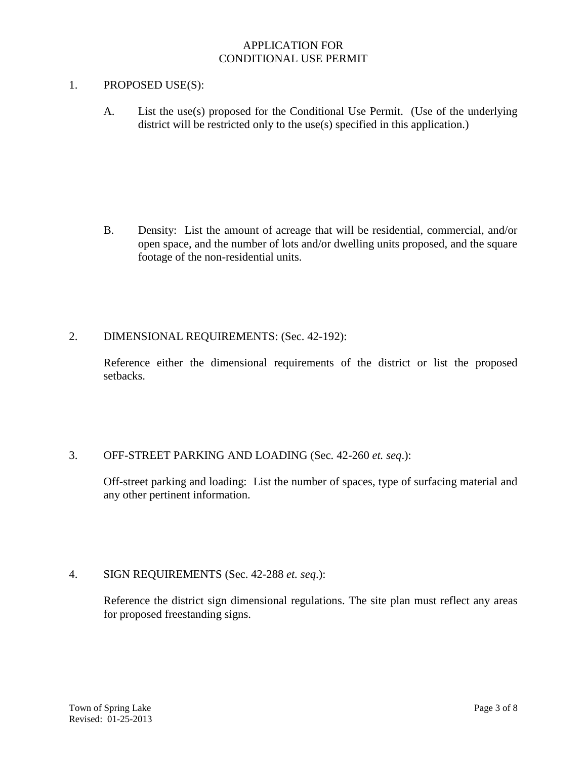# APPLICATION FOR CONDITIONAL USE PERMIT

1. PROPOSED USE(S):

   A. List the use(s) proposed for the Conditional Use Permit. (Use of the underlying district will be restricted only to the use(s) specified in this application.)

   B. Density: List the amount of acreage that will be residential, commercial, and/or open space, and the number of lots and/or dwelling units proposed, and the square footage of the non-residential units.

2. DIMENSIONAL REQUIREMENTS: (Sec. 42-192):

   Reference either the dimensional requirements of the district or list the proposed setbacks.

3. OFF-STREET PARKING AND LOADING (Sec. 42-260 *et. seq*.):

   Off-street parking and loading: List the number of spaces, type of surfacing material and any other pertinent information.

4. SIGN REQUIREMENTS (Sec. 42-288 *et. seq*.):

   Reference the district sign dimensional regulations. The site plan must reflect any areas for proposed freestanding signs.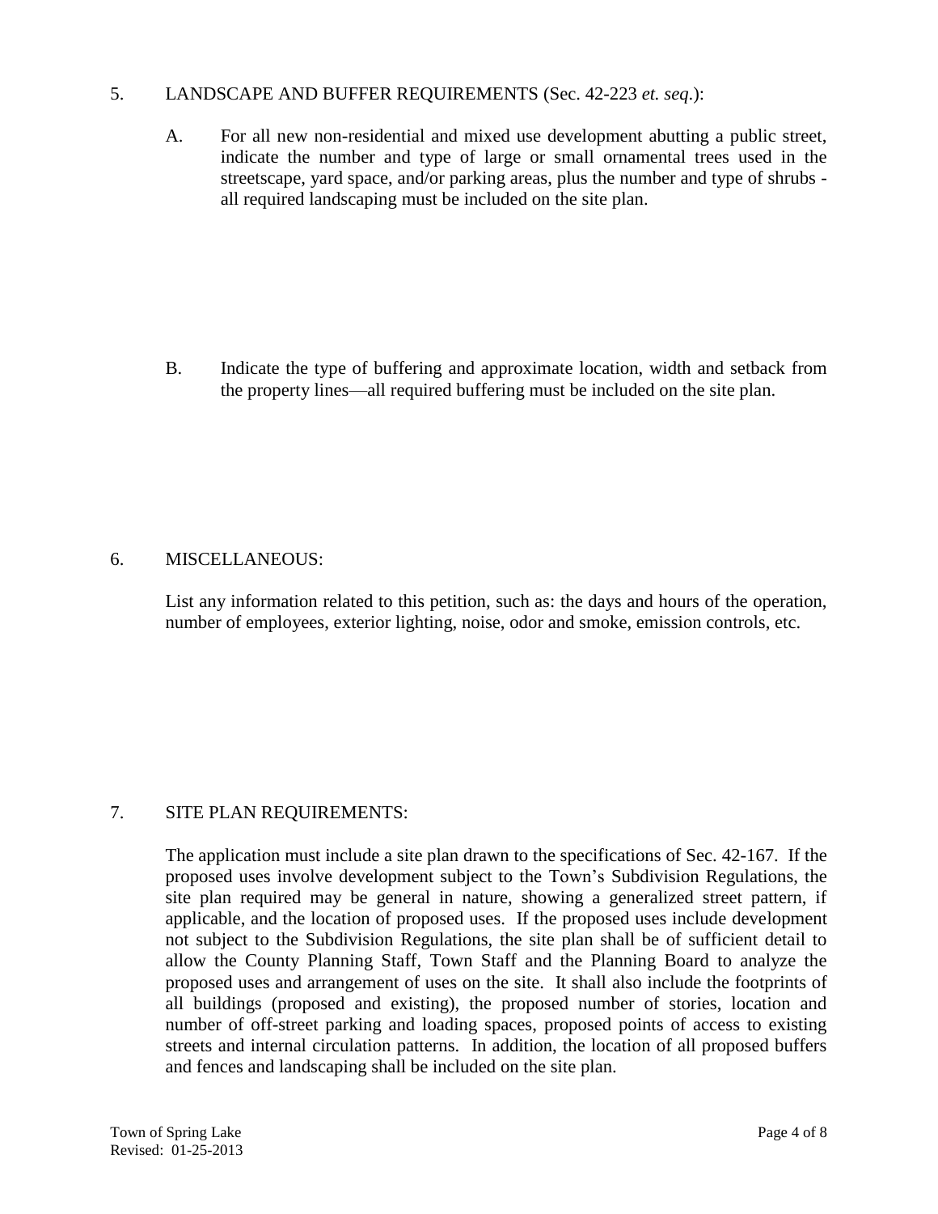5. LANDSCAPE AND BUFFER REQUIREMENTS (Sec. 42-223 *et. seq*.):

   A. For all new non-residential and mixed use development abutting a public street, indicate the number and type of large or small ornamental trees used in the streetscape, yard space, and/or parking areas, plus the number and type of shrubs - all required landscaping must be included on the site plan.

   B. Indicate the type of buffering and approximate location, width and setback from the property lines—all required buffering must be included on the site plan.

6. MISCELLANEOUS:

   List any information related to this petition, such as: the days and hours of the operation, number of employees, exterior lighting, noise, odor and smoke, emission controls, etc.

7. SITE PLAN REQUIREMENTS:

   The application must include a site plan drawn to the specifications of Sec. 42-167. If the proposed uses involve development subject to the Town's Subdivision Regulations, the site plan required may be general in nature, showing a generalized street pattern, if applicable, and the location of proposed uses. If the proposed uses include development not subject to the Subdivision Regulations, the site plan shall be of sufficient detail to allow the County Planning Staff, Town Staff and the Planning Board to analyze the proposed uses and arrangement of uses on the site. It shall also include the footprints of all buildings (proposed and existing), the proposed number of stories, location and number of off-street parking and loading spaces, proposed points of access to existing streets and internal circulation patterns. In addition, the location of all proposed buffers and fences and landscaping shall be included on the site plan.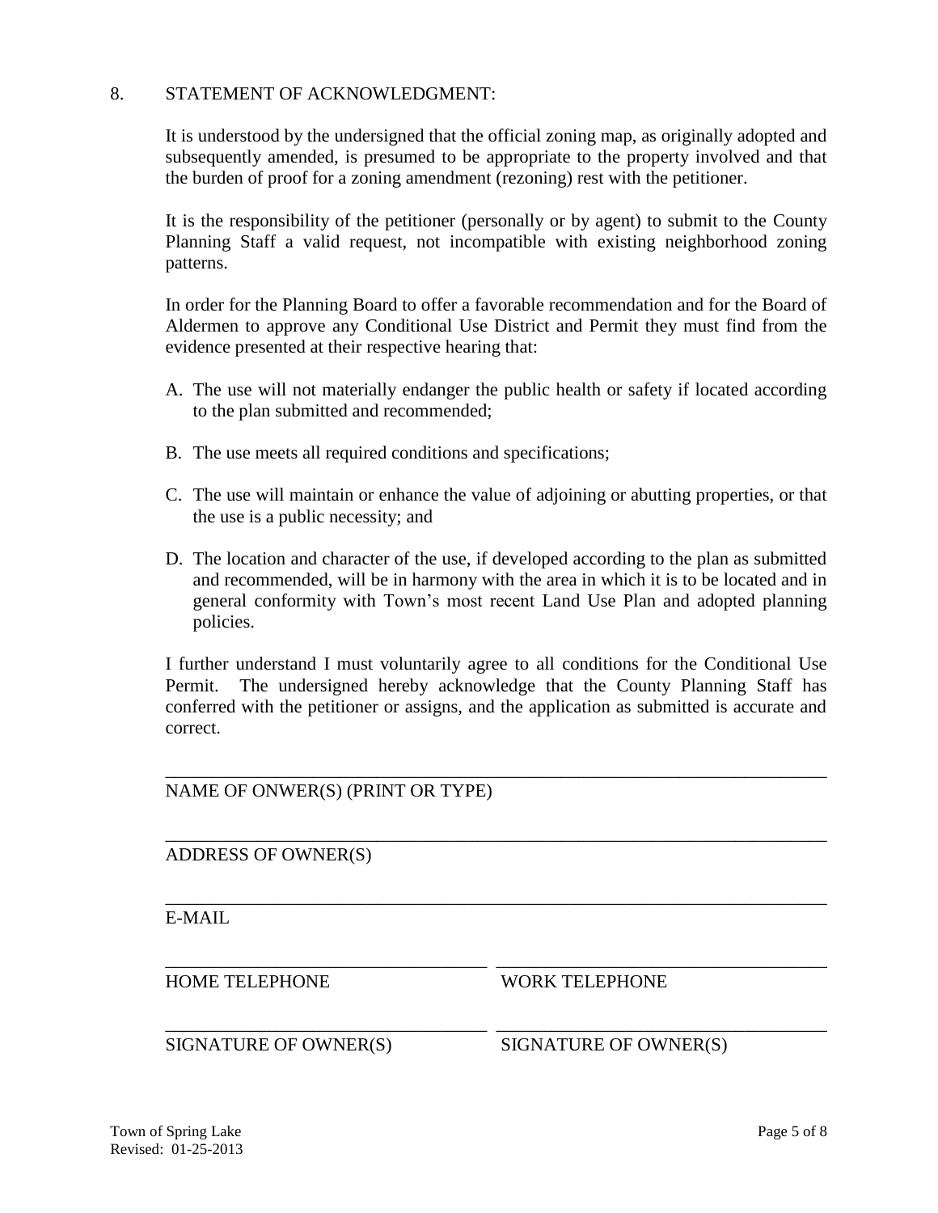8. STATEMENT OF ACKNOWLEDGMENT:

It is understood by the undersigned that the official zoning map, as originally adopted and subsequently amended, is presumed to be appropriate to the property involved and that the burden of proof for a zoning amendment (rezoning) rest with the petitioner.

It is the responsibility of the petitioner (personally or by agent) to submit to the County Planning Staff a valid request, not incompatible with existing neighborhood zoning patterns.

In order for the Planning Board to offer a favorable recommendation and for the Board of Aldermen to approve any Conditional Use District and Permit they must find from the evidence presented at their respective hearing that:

A. The use will not materially endanger the public health or safety if located according to the plan submitted and recommended;

B. The use meets all required conditions and specifications;

C. The use will maintain or enhance the value of adjoining or abutting properties, or that the use is a public necessity; and

D. The location and character of the use, if developed according to the plan as submitted and recommended, will be in harmony with the area in which it is to be located and in general conformity with Town's most recent Land Use Plan and adopted planning policies.

I further understand I must voluntarily agree to all conditions for the Conditional Use Permit. The undersigned hereby acknowledge that the County Planning Staff has conferred with the petitioner or assigns, and the application as submitted is accurate and correct.

\_\_\_\_\_\_\_\_\_\_\_\_\_\_\_\_\_\_\_\_\_\_\_\_\_\_\_\_\_\_\_\_\_\_\_\_\_\_\_\_\_\_\_\_\_\_\_\_\_\_\_\_\_\_\_\_\_\_\_\_\_\_\_\_
NAME OF ONWER(S) (PRINT OR TYPE)

\_\_\_\_\_\_\_\_\_\_\_\_\_\_\_\_\_\_\_\_\_\_\_\_\_\_\_\_\_\_\_\_\_\_\_\_\_\_\_\_\_\_\_\_\_\_\_\_\_\_\_\_\_\_\_\_\_\_\_\_\_\_\_\_
ADDRESS OF OWNER(S)

\_\_\_\_\_\_\_\_\_\_\_\_\_\_\_\_\_\_\_\_\_\_\_\_\_\_\_\_\_\_\_\_\_\_\_\_\_\_\_\_\_\_\_\_\_\_\_\_\_\_\_\_\_\_\_\_\_\_\_\_\_\_\_\_
E-MAIL

\_\_\_\_\_\_\_\_\_\_\_\_\_\_\_\_\_\_\_\_\_\_\_\_\_\_\_\_\_\_ \_\_\_\_\_\_\_\_\_\_\_\_\_\_\_\_\_\_\_\_\_\_\_\_\_\_\_\_\_\_
HOME TELEPHONE WORK TELEPHONE

\_\_\_\_\_\_\_\_\_\_\_\_\_\_\_\_\_\_\_\_\_\_\_\_\_\_\_\_\_\_ \_\_\_\_\_\_\_\_\_\_\_\_\_\_\_\_\_\_\_\_\_\_\_\_\_\_\_\_\_\_
SIGNATURE OF OWNER(S) SIGNATURE OF OWNER(S)

Town of Spring Lake
Revised: 01-25-2013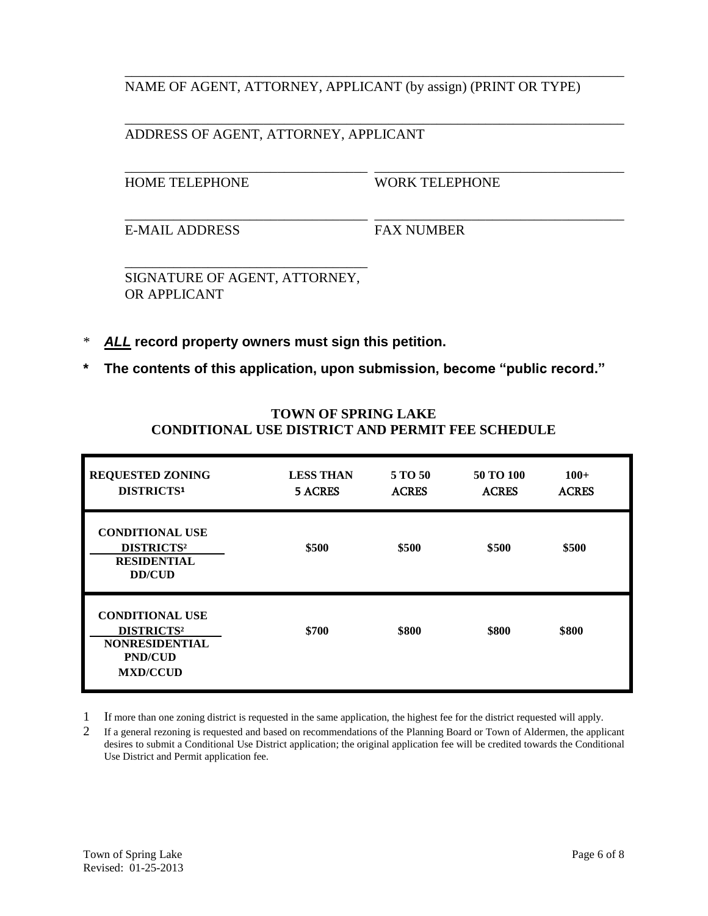_______________________________________________________________

NAME OF AGENT, ATTORNEY, APPLICANT (by assign) (PRINT OR TYPE)

_______________________________________________________________

ADDRESS OF AGENT, ATTORNEY, APPLICANT

______________________________ ______________________________

HOME TELEPHONE WORK TELEPHONE

______________________________ ______________________________

E-MAIL ADDRESS FAX NUMBER

______________________________

SIGNATURE OF AGENT, ATTORNEY, OR APPLICANT

- ***ALL*** **record property owners must sign this petition.**
- **The contents of this application, upon submission, become "public record."**

## TOWN OF SPRING LAKE
## CONDITIONAL USE DISTRICT AND PERMIT FEE SCHEDULE

| REQUESTED ZONING DISTRICTS[1] | LESS THAN 5 ACRES | 5 TO 50 ACRES | 50 TO 100 ACRES | 100+ ACRES |
|---|---|---|---|---|
| **CONDITIONAL USE DISTRICTS[2]** **RESIDENTIAL DD/CUD** | **$500** | **$500** | **$500** | **$500** |
| **CONDITIONAL USE DISTRICTS[2]** **NONRESIDENTIAL PND/CUD MXD/CCUD** | **$700** | **$800** | **$800** | **$800** |

1 If more than one zoning district is requested in the same application, the highest fee for the district requested will apply.

2 If a general rezoning is requested and based on recommendations of the Planning Board or Town of Aldermen, the applicant desires to submit a Conditional Use District application; the original application fee will be credited towards the Conditional Use District and Permit application fee.

Town of Spring Lake
Revised: 01-25-2013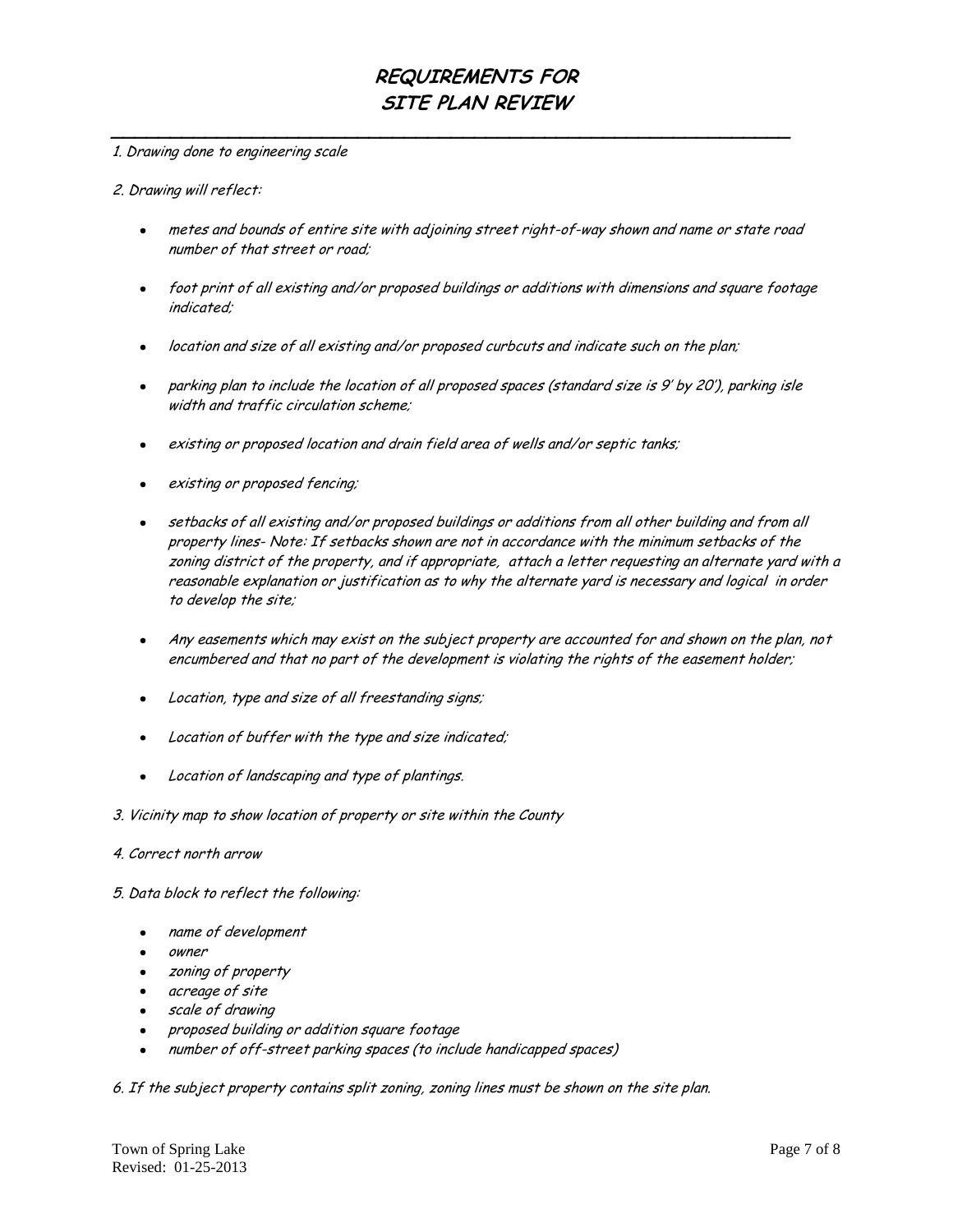# REQUIREMENTS FOR SITE PLAN REVIEW

*1. Drawing done to engineering scale*

*2. Drawing will reflect:*

- *metes and bounds of entire site with adjoining street right-of-way shown and name or state road number of that street or road;*
- *foot print of all existing and/or proposed buildings or additions with dimensions and square footage indicated;*
- *location and size of all existing and/or proposed curbcuts and indicate such on the plan;*
- *parking plan to include the location of all proposed spaces (standard size is 9' by 20'), parking isle width and traffic circulation scheme;*
- *existing or proposed location and drain field area of wells and/or septic tanks;*
- *existing or proposed fencing;*
- *setbacks of all existing and/or proposed buildings or additions from all other building and from all property lines- Note: If setbacks shown are not in accordance with the minimum setbacks of the zoning district of the property, and if appropriate, attach a letter requesting an alternate yard with a reasonable explanation or justification as to why the alternate yard is necessary and logical in order to develop the site;*
- *Any easements which may exist on the subject property are accounted for and shown on the plan, not encumbered and that no part of the development is violating the rights of the easement holder;*
- *Location, type and size of all freestanding signs;*
- *Location of buffer with the type and size indicated;*
- *Location of landscaping and type of plantings.*

*3. Vicinity map to show location of property or site within the County*

*4. Correct north arrow*

*5. Data block to reflect the following:*

- *name of development*
- *owner*
- *zoning of property*
- *acreage of site*
- *scale of drawing*
- *proposed building or addition square footage*
- *number of off-street parking spaces (to include handicapped spaces)*

*6. If the subject property contains split zoning, zoning lines must be shown on the site plan.*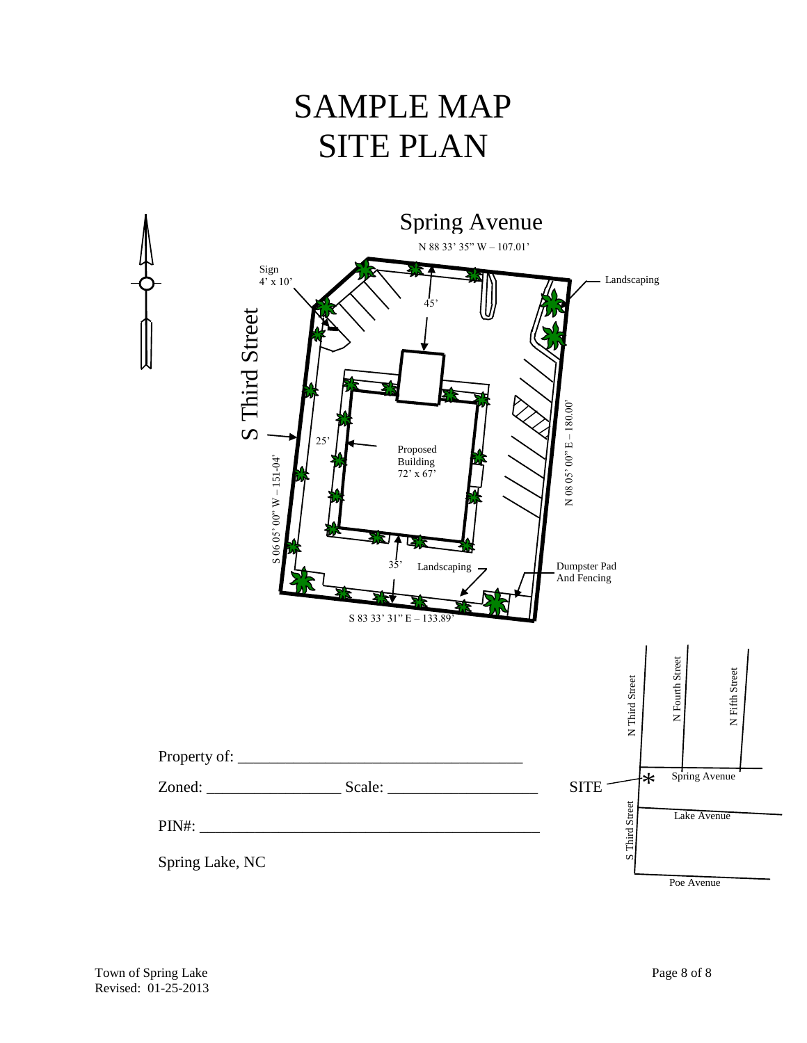# SAMPLE MAP
# SITE PLAN

Spring Avenue

N 88 33' 35" W – 107.01'

Sign
4' x 10'

Landscaping

45'

S Third Street

25'

Proposed
Building
72' x 67'

S 06 05' 00" W – 151-04'

N 08 05' 00" E – 180.00'

35'

Landscaping

Dumpster Pad
And Fencing

S 83 33' 31" E – 133.89'

N Third Street

N Fourth Street

N Fifth Street

SITE

*

Spring Avenue

S Third Street

Lake Avenue

Poe Avenue

Property of: ___________________________________

Zoned: ________________ Scale: __________________

PIN#: ___________________________________________

Spring Lake, NC

Town of Spring Lake
Revised: 01-25-2013